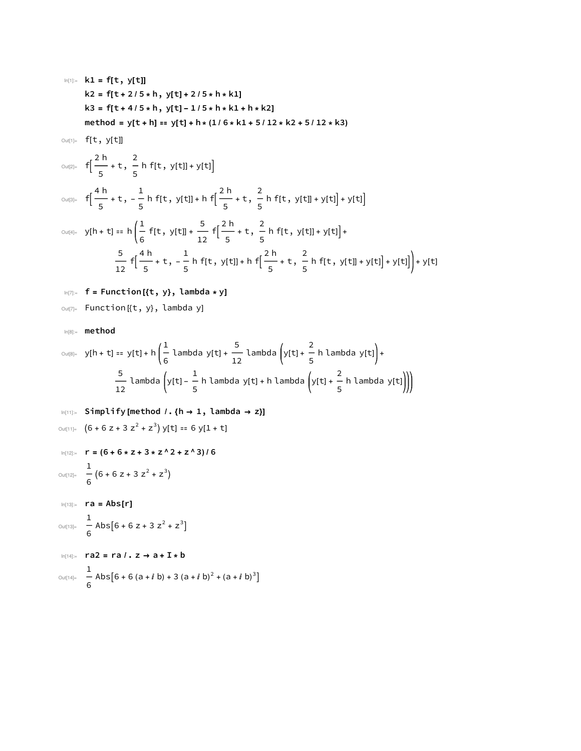In[1]:=
```
k1 = f[t, y[t]]
k2 = f[t + 2 / 5 * h, y[t] + 2 / 5 * h * k1]
k3 = f[t + 4 / 5 * h, y[t] - 1 / 5 * h * k1 + h * k2]
method = y[t + h] == y[t] + h * (1 / 6 * k1 + 5 / 12 * k2 + 5 / 12 * k3)
```

Out[1]= f[t, y[t]]

Out[2]= $f\left[\frac{2\,h}{5} + t,\ \frac{2}{5}\,h\,f[t,\,y[t]] + y[t]\right]$

Out[3]= $f\left[\frac{4\,h}{5} + t,\ -\frac{1}{5}\,h\,f[t,\,y[t]] + h\,f\left[\frac{2\,h}{5} + t,\ \frac{2}{5}\,h\,f[t,\,y[t]] + y[t]\right] + y[t]\right]$

Out[4]= $y[h + t] == h\left(\frac{1}{6}\,f[t,\,y[t]] + \frac{5}{12}\,f\left[\frac{2\,h}{5} + t,\ \frac{2}{5}\,h\,f[t,\,y[t]] + y[t]\right] + \frac{5}{12}\,f\left[\frac{4\,h}{5} + t,\ -\frac{1}{5}\,h\,f[t,\,y[t]] + h\,f\left[\frac{2\,h}{5} + t,\ \frac{2}{5}\,h\,f[t,\,y[t]] + y[t]\right] + y[t]\right]\right) + y[t]$

In[7]:=
```
f = Function[{t, y}, lambda * y]
```

Out[7]= Function[{t, y}, lambda y]

In[8]:=
```
method
```

Out[8]= $y[h + t] == y[t] + h\left(\frac{1}{6}\,\text{lambda}\,y[t] + \frac{5}{12}\,\text{lambda}\left(y[t] + \frac{2}{5}\,h\,\text{lambda}\,y[t]\right) + \frac{5}{12}\,\text{lambda}\left(y[t] - \frac{1}{5}\,h\,\text{lambda}\,y[t] + h\,\text{lambda}\left(y[t] + \frac{2}{5}\,h\,\text{lambda}\,y[t]\right)\right)\right)$

In[11]:=
```
Simplify[method /. {h → 1, lambda → z}]
```

Out[11]= $(6 + 6\,z + 3\,z^2 + z^3)\,y[t] == 6\,y[1 + t]$

In[12]:=
```
r = (6 + 6 * z + 3 * z ^ 2 + z ^ 3) / 6
```

Out[12]= $\frac{1}{6}\,(6 + 6\,z + 3\,z^2 + z^3)$

In[13]:=
```
ra = Abs[r]
```

Out[13]= $\frac{1}{6}\,\text{Abs}\left[6 + 6\,z + 3\,z^2 + z^3\right]$

In[14]:=
```
ra2 = ra /. z → a + I * b
```

Out[14]= $\frac{1}{6}\,\text{Abs}\left[6 + 6\,(a + i\,b) + 3\,(a + i\,b)^2 + (a + i\,b)^3\right]$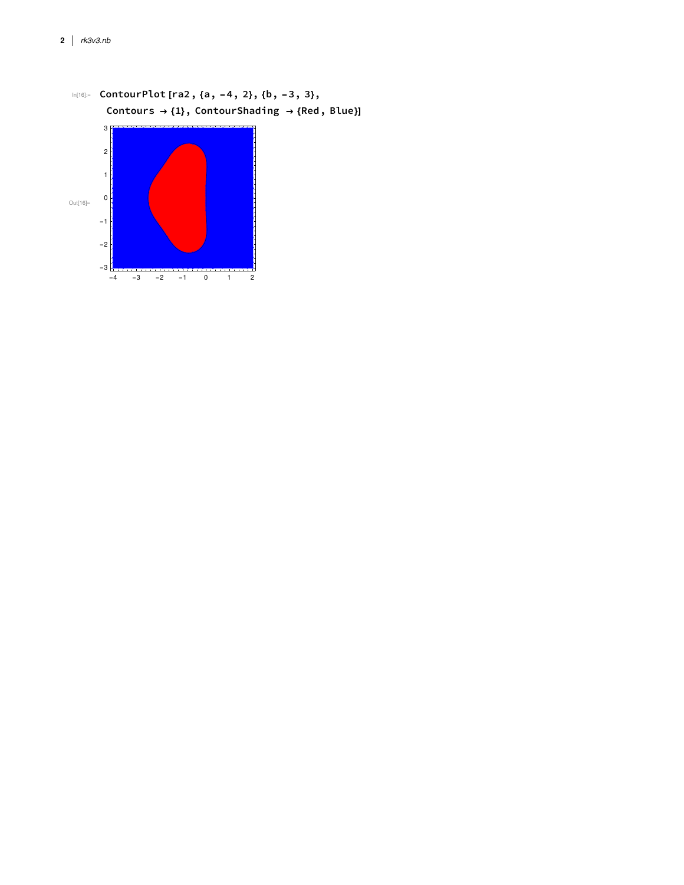In[16]:=

```
ContourPlot[ra2, {a, -4, 2}, {b, -3, 3},
 Contours → {1}, ContourShading → {Red, Blue}]
```

Out[16]=

3
2
1
0
−1
−2
−3

−4 −3 −2 −1 0 1 2